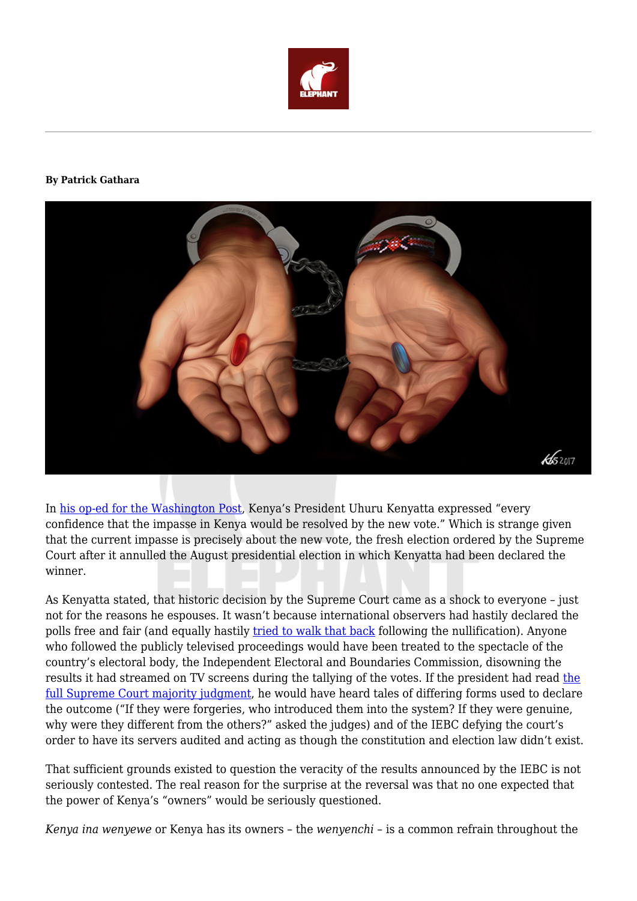**By Patrick Gathara**

In his op-ed for the Washington Post, Kenya's President Uhuru Kenyatta expressed "every confidence that the impasse in Kenya would be resolved by the new vote." Which is strange given that the current impasse is precisely about the new vote, the fresh election ordered by the Supreme Court after it annulled the August presidential election in which Kenyatta had been declared the winner.

As Kenyatta stated, that historic decision by the Supreme Court came as a shock to everyone – just not for the reasons he espouses. It wasn't because international observers had hastily declared the polls free and fair (and equally hastily tried to walk that back following the nullification). Anyone who followed the publicly televised proceedings would have been treated to the spectacle of the country's electoral body, the Independent Electoral and Boundaries Commission, disowning the results it had streamed on TV screens during the tallying of the votes. If the president had read the full Supreme Court majority judgment, he would have heard tales of differing forms used to declare the outcome ("If they were forgeries, who introduced them into the system? If they were genuine, why were they different from the others?" asked the judges) and of the IEBC defying the court's order to have its servers audited and acting as though the constitution and election law didn't exist.

That sufficient grounds existed to question the veracity of the results announced by the IEBC is not seriously contested. The real reason for the surprise at the reversal was that no one expected that the power of Kenya's "owners" would be seriously questioned.

*Kenya ina wenyewe* or Kenya has its owners – the *wenyenchi* – is a common refrain throughout the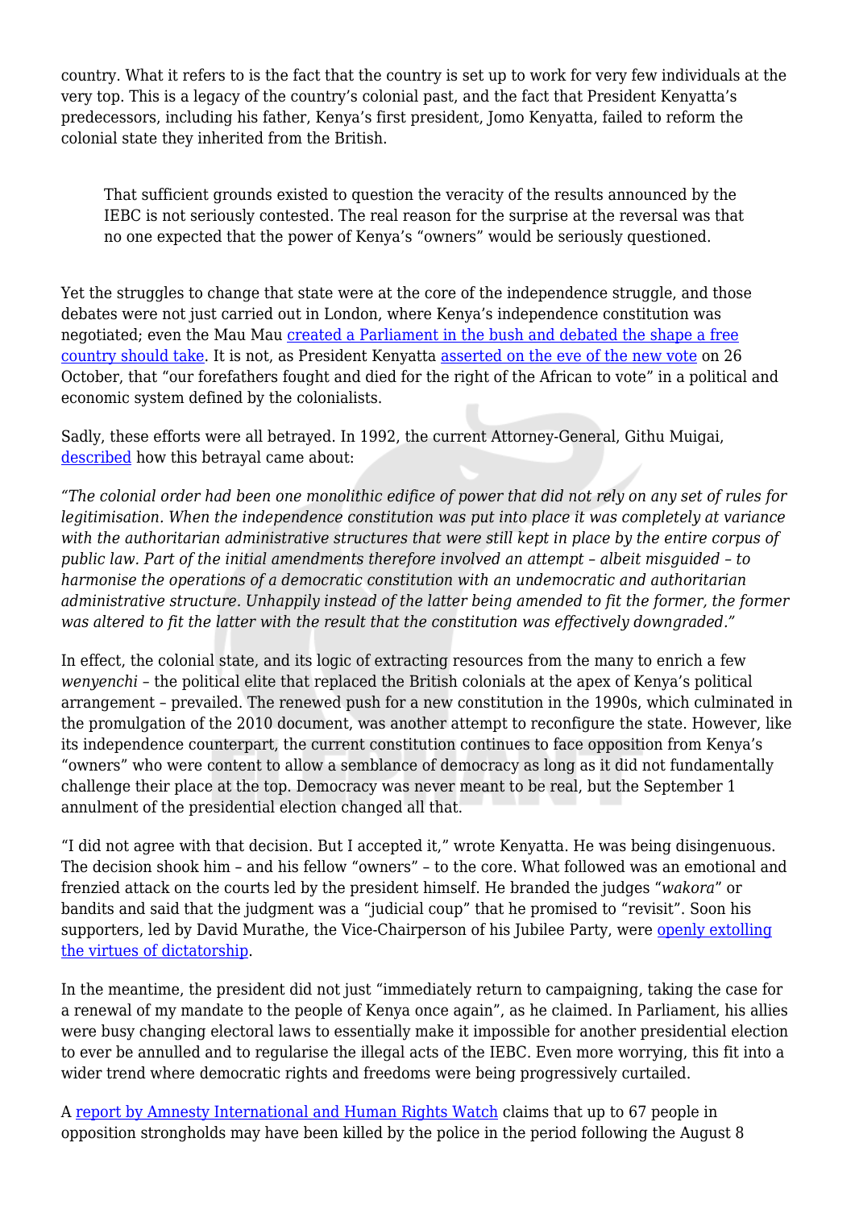country. What it refers to is the fact that the country is set up to work for very few individuals at the very top. This is a legacy of the country's colonial past, and the fact that President Kenyatta's predecessors, including his father, Kenya's first president, Jomo Kenyatta, failed to reform the colonial state they inherited from the British.

> That sufficient grounds existed to question the veracity of the results announced by the IEBC is not seriously contested. The real reason for the surprise at the reversal was that no one expected that the power of Kenya's "owners" would be seriously questioned.

Yet the struggles to change that state were at the core of the independence struggle, and those debates were not just carried out in London, where Kenya's independence constitution was negotiated; even the Mau Mau created a Parliament in the bush and debated the shape a free country should take. It is not, as President Kenyatta asserted on the eve of the new vote on 26 October, that "our forefathers fought and died for the right of the African to vote" in a political and economic system defined by the colonialists.

Sadly, these efforts were all betrayed. In 1992, the current Attorney-General, Githu Muigai, described how this betrayal came about:

*"The colonial order had been one monolithic edifice of power that did not rely on any set of rules for legitimisation. When the independence constitution was put into place it was completely at variance with the authoritarian administrative structures that were still kept in place by the entire corpus of public law. Part of the initial amendments therefore involved an attempt – albeit misguided – to harmonise the operations of a democratic constitution with an undemocratic and authoritarian administrative structure. Unhappily instead of the latter being amended to fit the former, the former was altered to fit the latter with the result that the constitution was effectively downgraded."*

In effect, the colonial state, and its logic of extracting resources from the many to enrich a few *wenyenchi* – the political elite that replaced the British colonials at the apex of Kenya's political arrangement – prevailed. The renewed push for a new constitution in the 1990s, which culminated in the promulgation of the 2010 document, was another attempt to reconfigure the state. However, like its independence counterpart, the current constitution continues to face opposition from Kenya's "owners" who were content to allow a semblance of democracy as long as it did not fundamentally challenge their place at the top. Democracy was never meant to be real, but the September 1 annulment of the presidential election changed all that.

"I did not agree with that decision. But I accepted it," wrote Kenyatta. He was being disingenuous. The decision shook him – and his fellow "owners" – to the core. What followed was an emotional and frenzied attack on the courts led by the president himself. He branded the judges "*wakora*" or bandits and said that the judgment was a "judicial coup" that he promised to "revisit". Soon his supporters, led by David Murathe, the Vice-Chairperson of his Jubilee Party, were openly extolling the virtues of dictatorship.

In the meantime, the president did not just "immediately return to campaigning, taking the case for a renewal of my mandate to the people of Kenya once again", as he claimed. In Parliament, his allies were busy changing electoral laws to essentially make it impossible for another presidential election to ever be annulled and to regularise the illegal acts of the IEBC. Even more worrying, this fit into a wider trend where democratic rights and freedoms were being progressively curtailed.

A report by Amnesty International and Human Rights Watch claims that up to 67 people in opposition strongholds may have been killed by the police in the period following the August 8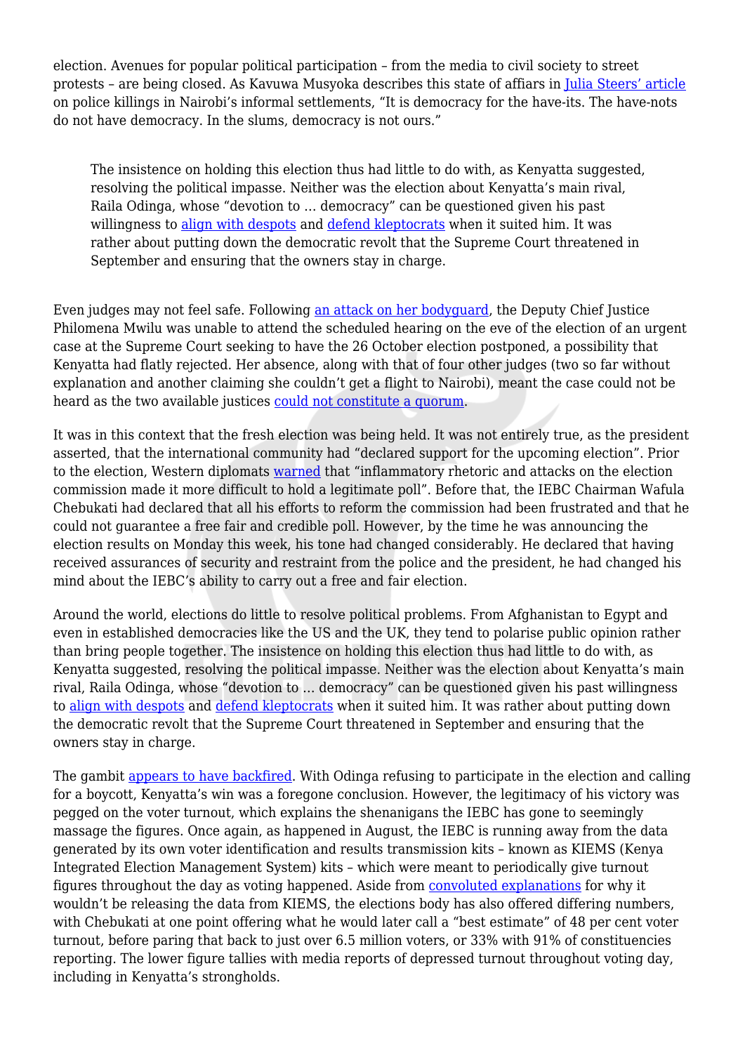election. Avenues for popular political participation – from the media to civil society to street protests – are being closed. As Kavuwa Musyoka describes this state of affairs in Julia Steers' article on police killings in Nairobi's informal settlements, "It is democracy for the have-its. The have-nots do not have democracy. In the slums, democracy is not ours."

> The insistence on holding this election thus had little to do with, as Kenyatta suggested, resolving the political impasse. Neither was the election about Kenyatta's main rival, Raila Odinga, whose "devotion to … democracy" can be questioned given his past willingness to align with despots and defend kleptocrats when it suited him. It was rather about putting down the democratic revolt that the Supreme Court threatened in September and ensuring that the owners stay in charge.

Even judges may not feel safe. Following an attack on her bodyguard, the Deputy Chief Justice Philomena Mwilu was unable to attend the scheduled hearing on the eve of the election of an urgent case at the Supreme Court seeking to have the 26 October election postponed, a possibility that Kenyatta had flatly rejected. Her absence, along with that of four other judges (two so far without explanation and another claiming she couldn't get a flight to Nairobi), meant the case could not be heard as the two available justices could not constitute a quorum.

It was in this context that the fresh election was being held. It was not entirely true, as the president asserted, that the international community had "declared support for the upcoming election". Prior to the election, Western diplomats warned that "inflammatory rhetoric and attacks on the election commission made it more difficult to hold a legitimate poll". Before that, the IEBC Chairman Wafula Chebukati had declared that all his efforts to reform the commission had been frustrated and that he could not guarantee a free fair and credible poll. However, by the time he was announcing the election results on Monday this week, his tone had changed considerably. He declared that having received assurances of security and restraint from the police and the president, he had changed his mind about the IEBC's ability to carry out a free and fair election.

Around the world, elections do little to resolve political problems. From Afghanistan to Egypt and even in established democracies like the US and the UK, they tend to polarise public opinion rather than bring people together. The insistence on holding this election thus had little to do with, as Kenyatta suggested, resolving the political impasse. Neither was the election about Kenyatta's main rival, Raila Odinga, whose "devotion to … democracy" can be questioned given his past willingness to align with despots and defend kleptocrats when it suited him. It was rather about putting down the democratic revolt that the Supreme Court threatened in September and ensuring that the owners stay in charge.

The gambit appears to have backfired. With Odinga refusing to participate in the election and calling for a boycott, Kenyatta's win was a foregone conclusion. However, the legitimacy of his victory was pegged on the voter turnout, which explains the shenanigans the IEBC has gone to seemingly massage the figures. Once again, as happened in August, the IEBC is running away from the data generated by its own voter identification and results transmission kits – known as KIEMS (Kenya Integrated Election Management System) kits – which were meant to periodically give turnout figures throughout the day as voting happened. Aside from convoluted explanations for why it wouldn't be releasing the data from KIEMS, the elections body has also offered differing numbers, with Chebukati at one point offering what he would later call a "best estimate" of 48 per cent voter turnout, before paring that back to just over 6.5 million voters, or 33% with 91% of constituencies reporting. The lower figure tallies with media reports of depressed turnout throughout voting day, including in Kenyatta's strongholds.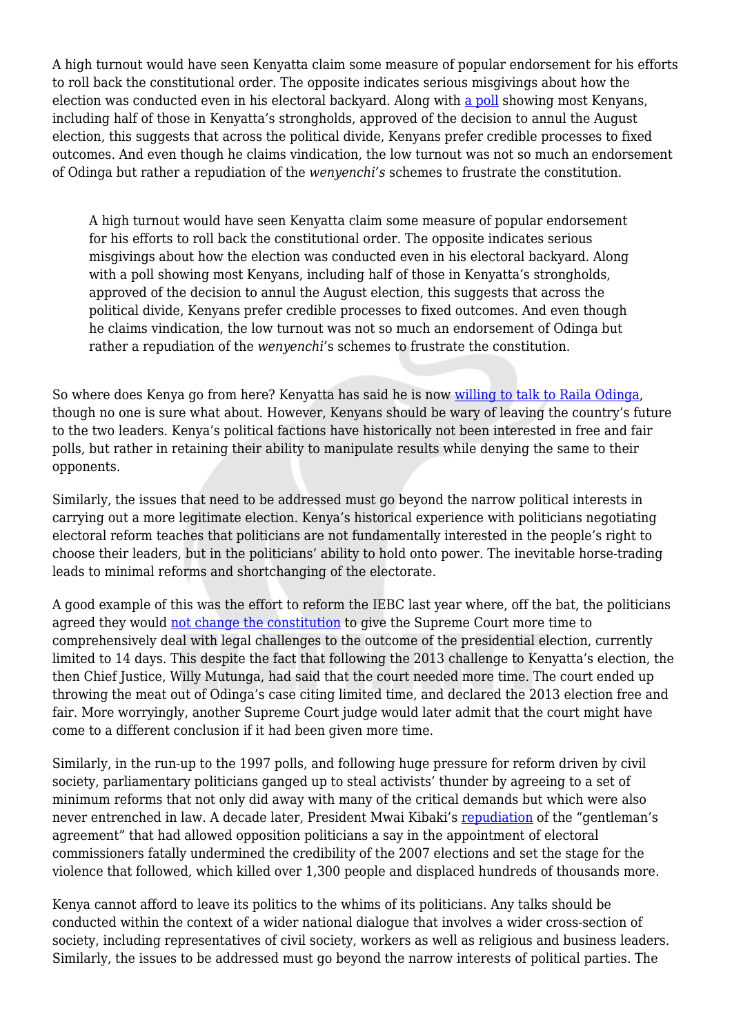A high turnout would have seen Kenyatta claim some measure of popular endorsement for his efforts to roll back the constitutional order. The opposite indicates serious misgivings about how the election was conducted even in his electoral backyard. Along with [a poll](#) showing most Kenyans, including half of those in Kenyatta's strongholds, approved of the decision to annul the August election, this suggests that across the political divide, Kenyans prefer credible processes to fixed outcomes. And even though he claims vindication, the low turnout was not so much an endorsement of Odinga but rather a repudiation of the *wenyenchi's* schemes to frustrate the constitution.

> A high turnout would have seen Kenyatta claim some measure of popular endorsement for his efforts to roll back the constitutional order. The opposite indicates serious misgivings about how the election was conducted even in his electoral backyard. Along with a poll showing most Kenyans, including half of those in Kenyatta's strongholds, approved of the decision to annul the August election, this suggests that across the political divide, Kenyans prefer credible processes to fixed outcomes. And even though he claims vindication, the low turnout was not so much an endorsement of Odinga but rather a repudiation of the *wenyenchi*'s schemes to frustrate the constitution.

So where does Kenya go from here? Kenyatta has said he is now [willing to talk to Raila Odinga](#), though no one is sure what about. However, Kenyans should be wary of leaving the country's future to the two leaders. Kenya's political factions have historically not been interested in free and fair polls, but rather in retaining their ability to manipulate results while denying the same to their opponents.

Similarly, the issues that need to be addressed must go beyond the narrow political interests in carrying out a more legitimate election. Kenya's historical experience with politicians negotiating electoral reform teaches that politicians are not fundamentally interested in the people's right to choose their leaders, but in the politicians' ability to hold onto power. The inevitable horse-trading leads to minimal reforms and shortchanging of the electorate.

A good example of this was the effort to reform the IEBC last year where, off the bat, the politicians agreed they would [not change the constitution](#) to give the Supreme Court more time to comprehensively deal with legal challenges to the outcome of the presidential election, currently limited to 14 days. This despite the fact that following the 2013 challenge to Kenyatta's election, the then Chief Justice, Willy Mutunga, had said that the court needed more time. The court ended up throwing the meat out of Odinga's case citing limited time, and declared the 2013 election free and fair. More worryingly, another Supreme Court judge would later admit that the court might have come to a different conclusion if it had been given more time.

Similarly, in the run-up to the 1997 polls, and following huge pressure for reform driven by civil society, parliamentary politicians ganged up to steal activists' thunder by agreeing to a set of minimum reforms that not only did away with many of the critical demands but which were also never entrenched in law. A decade later, President Mwai Kibaki's [repudiation](#) of the "gentleman's agreement" that had allowed opposition politicians a say in the appointment of electoral commissioners fatally undermined the credibility of the 2007 elections and set the stage for the violence that followed, which killed over 1,300 people and displaced hundreds of thousands more.

Kenya cannot afford to leave its politics to the whims of its politicians. Any talks should be conducted within the context of a wider national dialogue that involves a wider cross-section of society, including representatives of civil society, workers as well as religious and business leaders. Similarly, the issues to be addressed must go beyond the narrow interests of political parties. The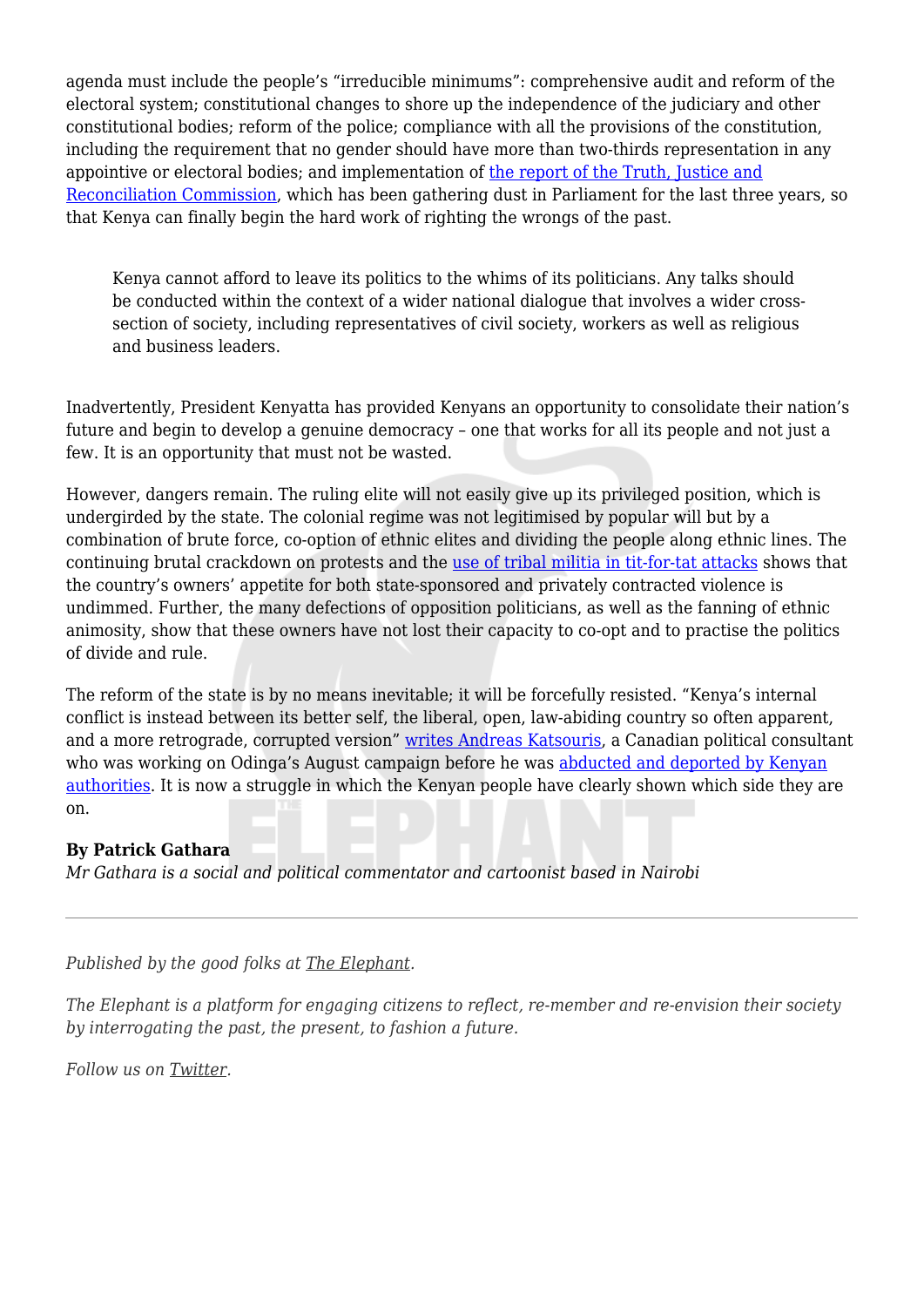agenda must include the people's "irreducible minimums": comprehensive audit and reform of the electoral system; constitutional changes to shore up the independence of the judiciary and other constitutional bodies; reform of the police; compliance with all the provisions of the constitution, including the requirement that no gender should have more than two-thirds representation in any appointive or electoral bodies; and implementation of the report of the Truth, Justice and Reconciliation Commission, which has been gathering dust in Parliament for the last three years, so that Kenya can finally begin the hard work of righting the wrongs of the past.

> Kenya cannot afford to leave its politics to the whims of its politicians. Any talks should be conducted within the context of a wider national dialogue that involves a wider cross-section of society, including representatives of civil society, workers as well as religious and business leaders.

Inadvertently, President Kenyatta has provided Kenyans an opportunity to consolidate their nation's future and begin to develop a genuine democracy – one that works for all its people and not just a few. It is an opportunity that must not be wasted.

However, dangers remain. The ruling elite will not easily give up its privileged position, which is undergirded by the state. The colonial regime was not legitimised by popular will but by a combination of brute force, co-option of ethnic elites and dividing the people along ethnic lines. The continuing brutal crackdown on protests and the use of tribal militia in tit-for-tat attacks shows that the country's owners' appetite for both state-sponsored and privately contracted violence is undimmed. Further, the many defections of opposition politicians, as well as the fanning of ethnic animosity, show that these owners have not lost their capacity to co-opt and to practise the politics of divide and rule.

The reform of the state is by no means inevitable; it will be forcefully resisted. "Kenya's internal conflict is instead between its better self, the liberal, open, law-abiding country so often apparent, and a more retrograde, corrupted version" writes Andreas Katsouris, a Canadian political consultant who was working on Odinga's August campaign before he was abducted and deported by Kenyan authorities. It is now a struggle in which the Kenyan people have clearly shown which side they are on.

**By Patrick Gathara**
*Mr Gathara is a social and political commentator and cartoonist based in Nairobi*

---

*Published by the good folks at The Elephant.*

*The Elephant is a platform for engaging citizens to reflect, re-member and re-envision their society by interrogating the past, the present, to fashion a future.*

*Follow us on Twitter.*